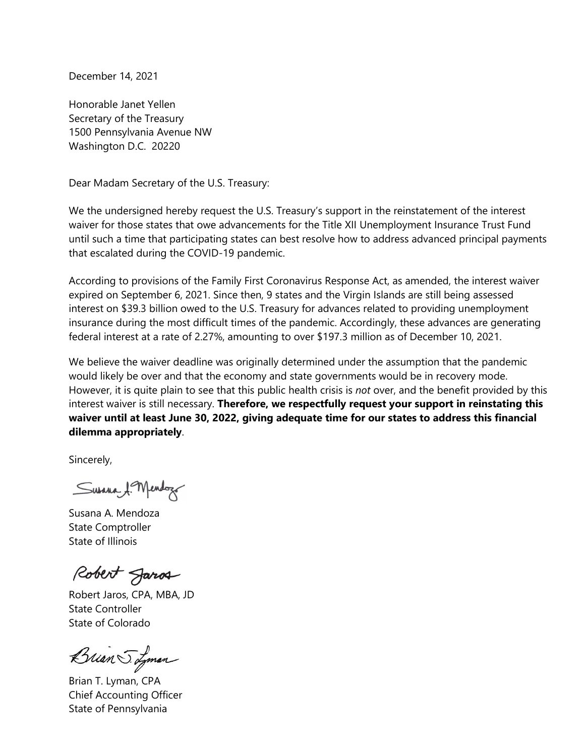December 14, 2021

Honorable Janet Yellen
Secretary of the Treasury
1500 Pennsylvania Avenue NW
Washington D.C. 20220

Dear Madam Secretary of the U.S. Treasury:

We the undersigned hereby request the U.S. Treasury's support in the reinstatement of the interest waiver for those states that owe advancements for the Title XII Unemployment Insurance Trust Fund until such a time that participating states can best resolve how to address advanced principal payments that escalated during the COVID-19 pandemic.

According to provisions of the Family First Coronavirus Response Act, as amended, the interest waiver expired on September 6, 2021. Since then, 9 states and the Virgin Islands are still being assessed interest on $39.3 billion owed to the U.S. Treasury for advances related to providing unemployment insurance during the most difficult times of the pandemic. Accordingly, these advances are generating federal interest at a rate of 2.27%, amounting to over $197.3 million as of December 10, 2021.

We believe the waiver deadline was originally determined under the assumption that the pandemic would likely be over and that the economy and state governments would be in recovery mode. However, it is quite plain to see that this public health crisis is *not* over, and the benefit provided by this interest waiver is still necessary. **Therefore, we respectfully request your support in reinstating this waiver until at least June 30, 2022, giving adequate time for our states to address this financial dilemma appropriately**.

Sincerely,

Susana A. Mendoza
State Comptroller
State of Illinois

Robert Jaros, CPA, MBA, JD
State Controller
State of Colorado

Brian T. Lyman, CPA
Chief Accounting Officer
State of Pennsylvania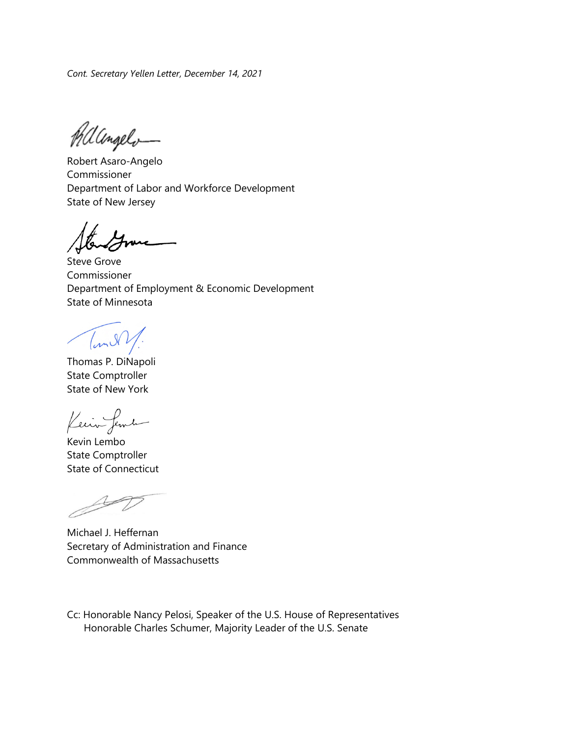*Cont. Secretary Yellen Letter, December 14, 2021*

Robert Asaro-Angelo
Commissioner
Department of Labor and Workforce Development
State of New Jersey

Steve Grove
Commissioner
Department of Employment & Economic Development
State of Minnesota

Thomas P. DiNapoli
State Comptroller
State of New York

Kevin Lembo
State Comptroller
State of Connecticut

Michael J. Heffernan
Secretary of Administration and Finance
Commonwealth of Massachusetts

Cc: Honorable Nancy Pelosi, Speaker of the U.S. House of Representatives
Honorable Charles Schumer, Majority Leader of the U.S. Senate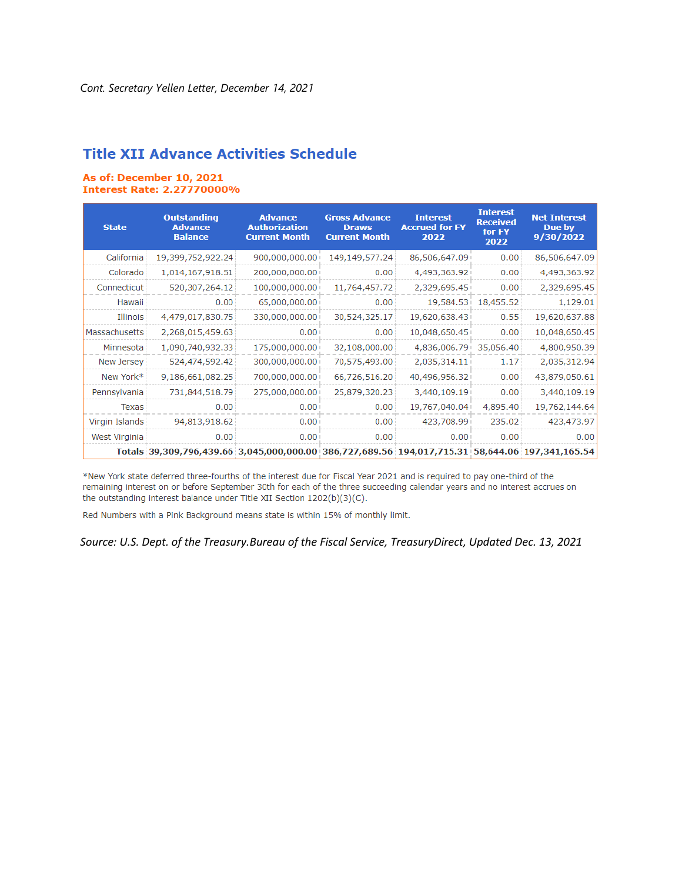*Cont. Secretary Yellen Letter, December 14, 2021*

## Title XII Advance Activities Schedule

**As of: December 10, 2021**
**Interest Rate: 2.27770000%**

| State | Outstanding Advance Balance | Advance Authorization Current Month | Gross Advance Draws Current Month | Interest Accrued for FY 2022 | Interest Received for FY 2022 | Net Interest Due by 9/30/2022 |
|---|---|---|---|---|---|---|
| California | 19,399,752,922.24 | 900,000,000.00 | 149,149,577.24 | 86,506,647.09 | 0.00 | 86,506,647.09 |
| Colorado | 1,014,167,918.51 | 200,000,000.00 | 0.00 | 4,493,363.92 | 0.00 | 4,493,363.92 |
| Connecticut | 520,307,264.12 | 100,000,000.00 | 11,764,457.72 | 2,329,695.45 | 0.00 | 2,329,695.45 |
| Hawaii | 0.00 | 65,000,000.00 | 0.00 | 19,584.53 | 18,455.52 | 1,129.01 |
| Illinois | 4,479,017,830.75 | 330,000,000.00 | 30,524,325.17 | 19,620,638.43 | 0.55 | 19,620,637.88 |
| Massachusetts | 2,268,015,459.63 | 0.00 | 0.00 | 10,048,650.45 | 0.00 | 10,048,650.45 |
| Minnesota | 1,090,740,932.33 | 175,000,000.00 | 32,108,000.00 | 4,836,006.79 | 35,056.40 | 4,800,950.39 |
| New Jersey | 524,474,592.42 | 300,000,000.00 | 70,575,493.00 | 2,035,314.11 | 1.17 | 2,035,312.94 |
| New York* | 9,186,661,082.25 | 700,000,000.00 | 66,726,516.20 | 40,496,956.32 | 0.00 | 43,879,050.61 |
| Pennsylvania | 731,844,518.79 | 275,000,000.00 | 25,879,320.23 | 3,440,109.19 | 0.00 | 3,440,109.19 |
| Texas | 0.00 | 0.00 | 0.00 | 19,767,040.04 | 4,895.40 | 19,762,144.64 |
| Virgin Islands | 94,813,918.62 | 0.00 | 0.00 | 423,708.99 | 235.02 | 423,473.97 |
| West Virginia | 0.00 | 0.00 | 0.00 | 0.00 | 0.00 | 0.00 |
| **Totals** | **39,309,796,439.66** | **3,045,000,000.00** | **386,727,689.56** | **194,017,715.31** | **58,644.06** | **197,341,165.54** |

*New York state deferred three-fourths of the interest due for Fiscal Year 2021 and is required to pay one-third of the remaining interest on or before September 30th for each of the three succeeding calendar years and no interest accrues on the outstanding interest balance under Title XII Section 1202(b)(3)(C).

Red Numbers with a Pink Background means state is within 15% of monthly limit.

*Source: U.S. Dept. of the Treasury.Bureau of the Fiscal Service, TreasuryDirect, Updated Dec. 13, 2021*